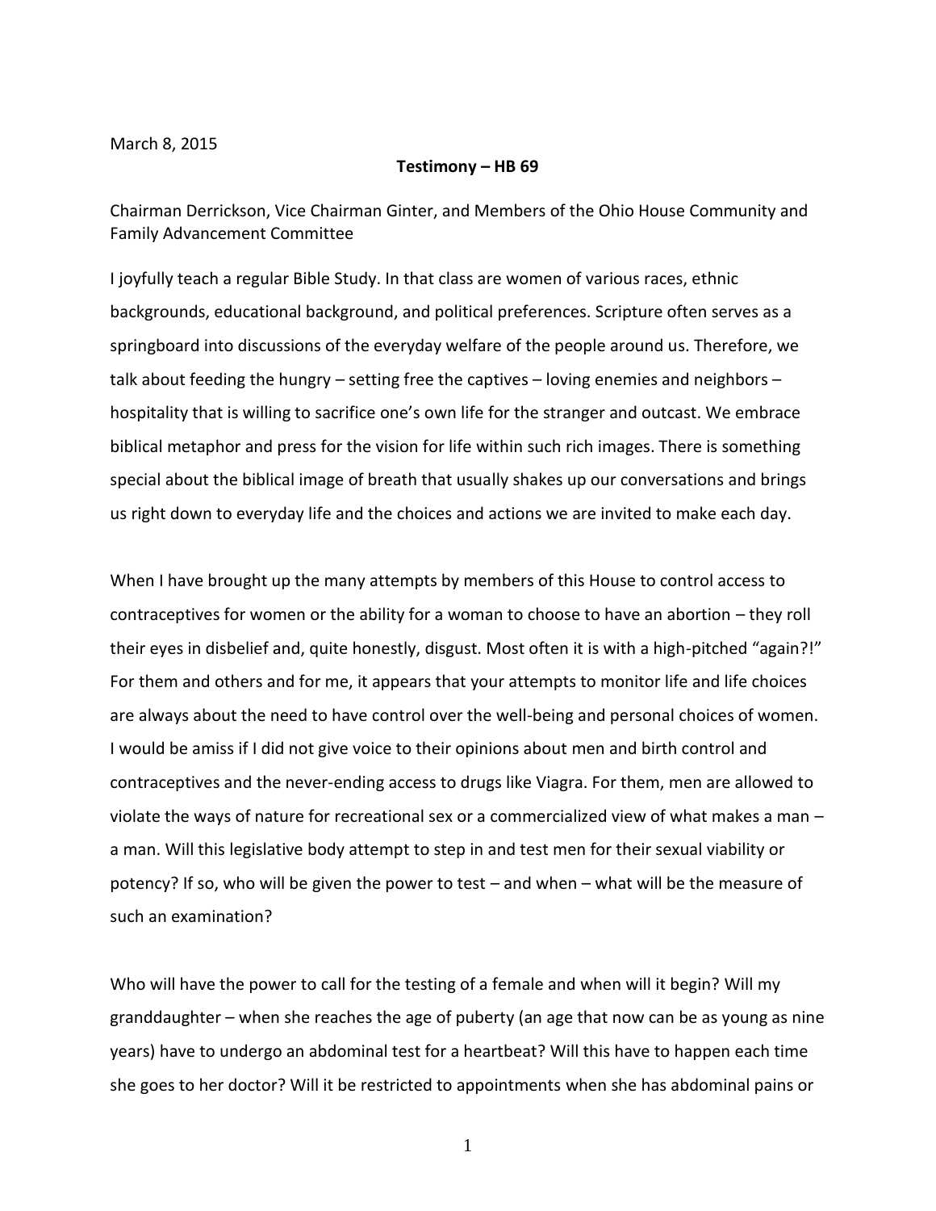March 8, 2015

**Testimony – HB 69**

Chairman Derrickson, Vice Chairman Ginter, and Members of the Ohio House Community and Family Advancement Committee

I joyfully teach a regular Bible Study. In that class are women of various races, ethnic backgrounds, educational background, and political preferences. Scripture often serves as a springboard into discussions of the everyday welfare of the people around us. Therefore, we talk about feeding the hungry – setting free the captives – loving enemies and neighbors – hospitality that is willing to sacrifice one's own life for the stranger and outcast. We embrace biblical metaphor and press for the vision for life within such rich images. There is something special about the biblical image of breath that usually shakes up our conversations and brings us right down to everyday life and the choices and actions we are invited to make each day.

When I have brought up the many attempts by members of this House to control access to contraceptives for women or the ability for a woman to choose to have an abortion – they roll their eyes in disbelief and, quite honestly, disgust. Most often it is with a high-pitched "again?!" For them and others and for me, it appears that your attempts to monitor life and life choices are always about the need to have control over the well-being and personal choices of women. I would be amiss if I did not give voice to their opinions about men and birth control and contraceptives and the never-ending access to drugs like Viagra. For them, men are allowed to violate the ways of nature for recreational sex or a commercialized view of what makes a man – a man. Will this legislative body attempt to step in and test men for their sexual viability or potency? If so, who will be given the power to test – and when – what will be the measure of such an examination?

Who will have the power to call for the testing of a female and when will it begin? Will my granddaughter – when she reaches the age of puberty (an age that now can be as young as nine years) have to undergo an abdominal test for a heartbeat? Will this have to happen each time she goes to her doctor? Will it be restricted to appointments when she has abdominal pains or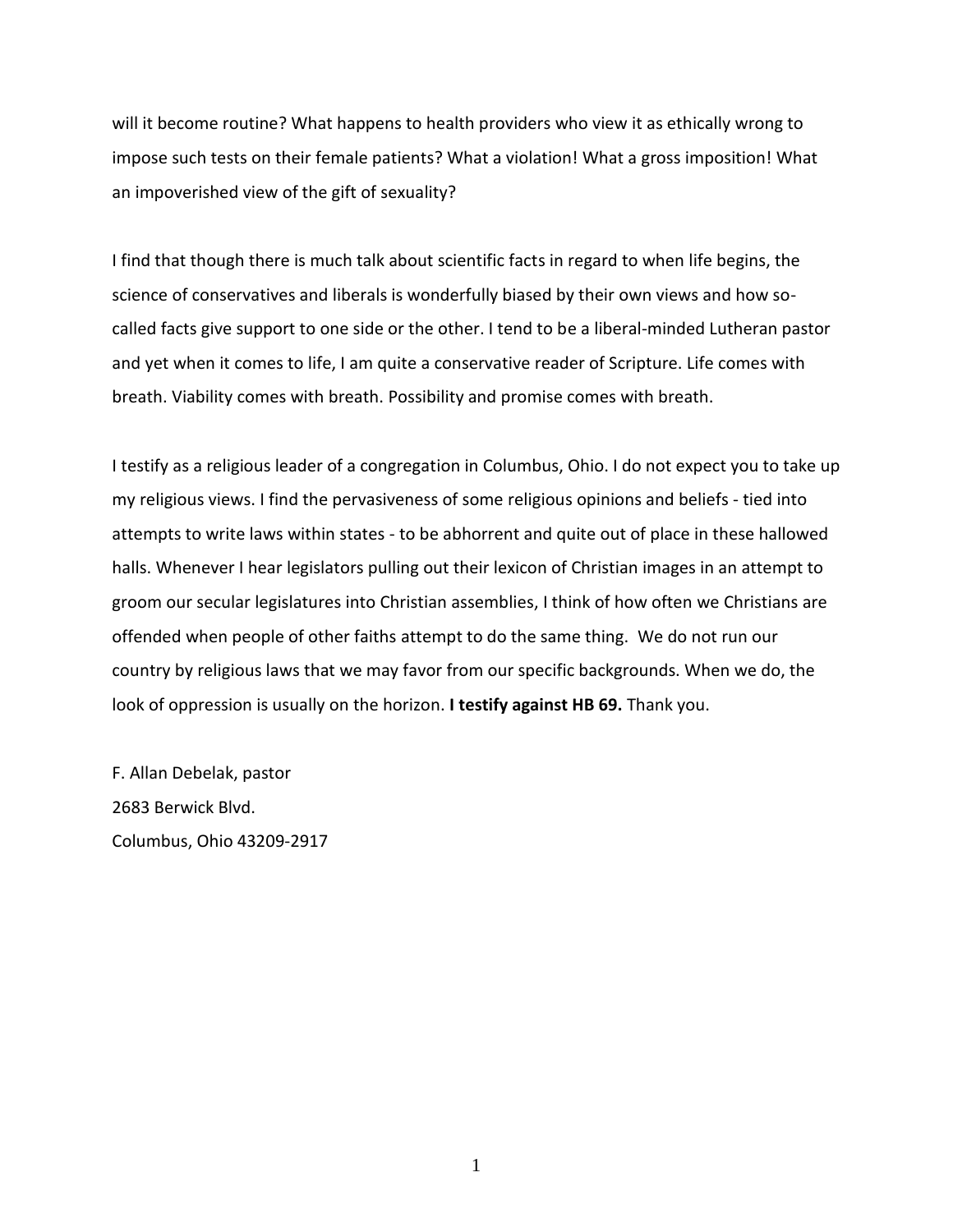will it become routine? What happens to health providers who view it as ethically wrong to impose such tests on their female patients? What a violation! What a gross imposition! What an impoverished view of the gift of sexuality?

I find that though there is much talk about scientific facts in regard to when life begins, the science of conservatives and liberals is wonderfully biased by their own views and how so-called facts give support to one side or the other. I tend to be a liberal-minded Lutheran pastor and yet when it comes to life, I am quite a conservative reader of Scripture. Life comes with breath. Viability comes with breath. Possibility and promise comes with breath.

I testify as a religious leader of a congregation in Columbus, Ohio. I do not expect you to take up my religious views. I find the pervasiveness of some religious opinions and beliefs - tied into attempts to write laws within states - to be abhorrent and quite out of place in these hallowed halls. Whenever I hear legislators pulling out their lexicon of Christian images in an attempt to groom our secular legislatures into Christian assemblies, I think of how often we Christians are offended when people of other faiths attempt to do the same thing. We do not run our country by religious laws that we may favor from our specific backgrounds. When we do, the look of oppression is usually on the horizon. **I testify against HB 69.** Thank you.

F. Allan Debelak, pastor
2683 Berwick Blvd.
Columbus, Ohio 43209-2917